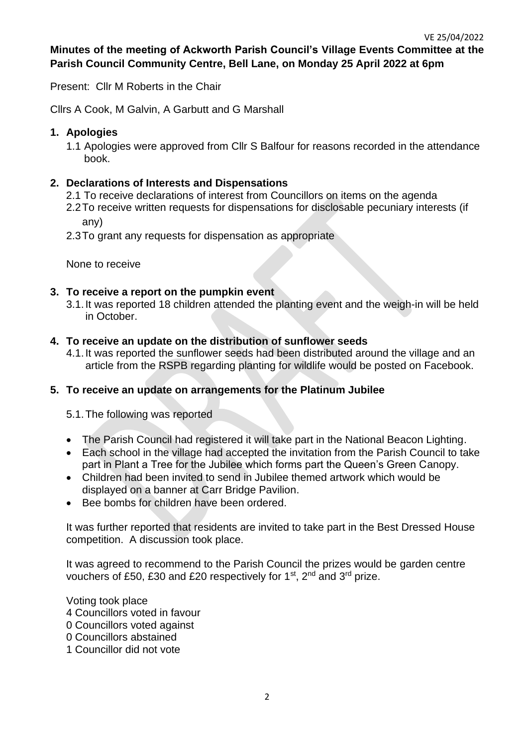**Minutes of the meeting of Ackworth Parish Council's Village Events Committee at the Parish Council Community Centre, Bell Lane, on Monday 25 April 2022 at 6pm**

Present: Cllr M Roberts in the Chair

Cllrs A Cook, M Galvin, A Garbutt and G Marshall

## 1. Apologies

1.1 Apologies were approved from Cllr S Balfour for reasons recorded in the attendance book.

## 2. Declarations of Interests and Dispensations

2.1 To receive declarations of interest from Councillors on items on the agenda

2.2 To receive written requests for dispensations for disclosable pecuniary interests (if any)

2.3 To grant any requests for dispensation as appropriate

None to receive

## 3. To receive a report on the pumpkin event

3.1. It was reported 18 children attended the planting event and the weigh-in will be held in October.

## 4. To receive an update on the distribution of sunflower seeds

4.1. It was reported the sunflower seeds had been distributed around the village and an article from the RSPB regarding planting for wildlife would be posted on Facebook.

## 5. To receive an update on arrangements for the Platinum Jubilee

5.1. The following was reported

- The Parish Council had registered it will take part in the National Beacon Lighting.
- Each school in the village had accepted the invitation from the Parish Council to take part in Plant a Tree for the Jubilee which forms part the Queen's Green Canopy.
- Children had been invited to send in Jubilee themed artwork which would be displayed on a banner at Carr Bridge Pavilion.
- Bee bombs for children have been ordered.

It was further reported that residents are invited to take part in the Best Dressed House competition. A discussion took place.

It was agreed to recommend to the Parish Council the prizes would be garden centre vouchers of £50, £30 and £20 respectively for 1st, 2nd and 3rd prize.

Voting took place
4 Councillors voted in favour
0 Councillors voted against
0 Councillors abstained
1 Councillor did not vote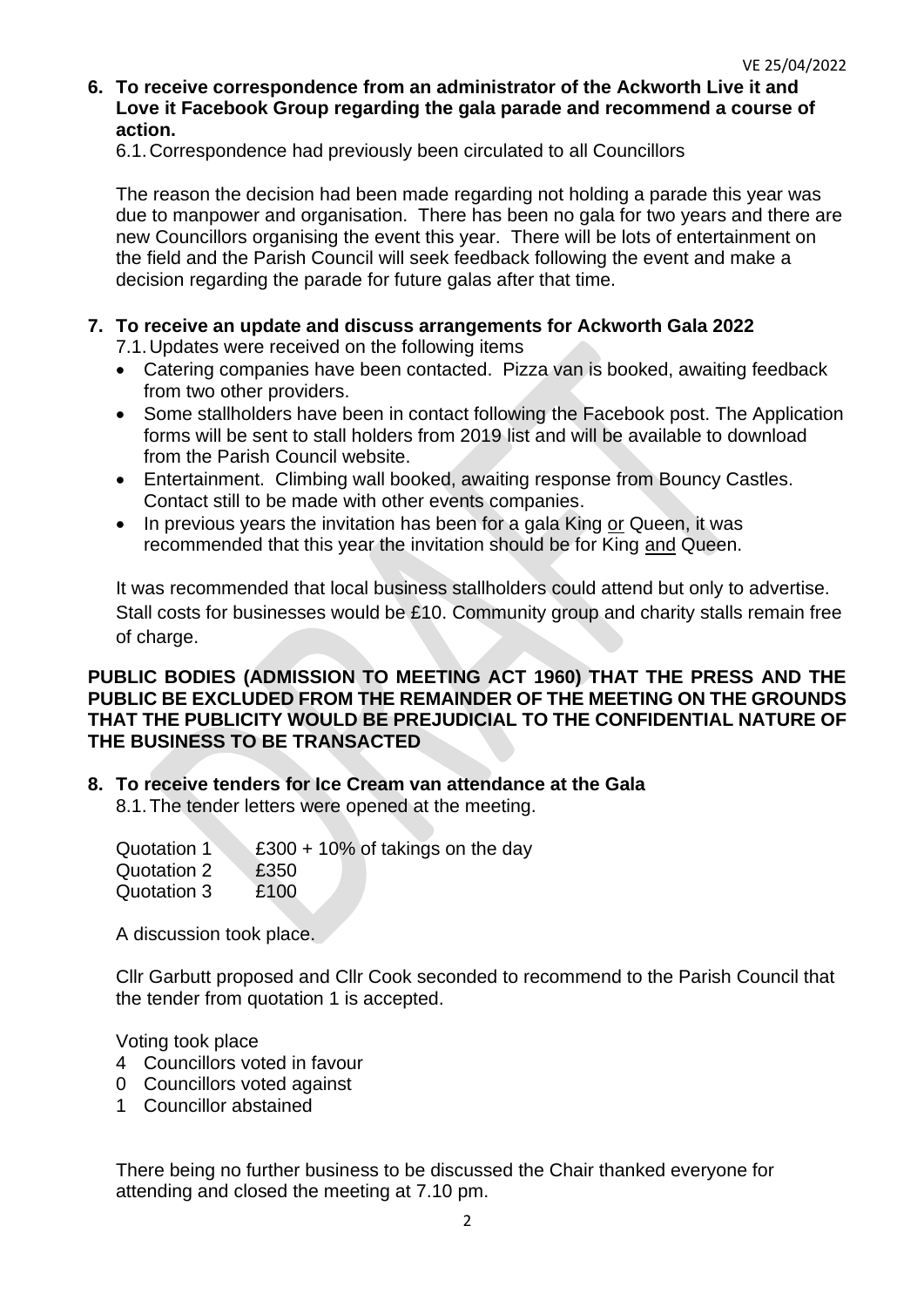VE 25/04/2022

**6. To receive correspondence from an administrator of the Ackworth Live it and Love it Facebook Group regarding the gala parade and recommend a course of action.**

6.1. Correspondence had previously been circulated to all Councillors

The reason the decision had been made regarding not holding a parade this year was due to manpower and organisation. There has been no gala for two years and there are new Councillors organising the event this year. There will be lots of entertainment on the field and the Parish Council will seek feedback following the event and make a decision regarding the parade for future galas after that time.

**7. To receive an update and discuss arrangements for Ackworth Gala 2022**

7.1. Updates were received on the following items

- Catering companies have been contacted. Pizza van is booked, awaiting feedback from two other providers.
- Some stallholders have been in contact following the Facebook post. The Application forms will be sent to stall holders from 2019 list and will be available to download from the Parish Council website.
- Entertainment. Climbing wall booked, awaiting response from Bouncy Castles. Contact still to be made with other events companies.
- In previous years the invitation has been for a gala King <u>or</u> Queen, it was recommended that this year the invitation should be for King <u>and</u> Queen.

It was recommended that local business stallholders could attend but only to advertise. Stall costs for businesses would be £10. Community group and charity stalls remain free of charge.

**PUBLIC BODIES (ADMISSION TO MEETING ACT 1960) THAT THE PRESS AND THE PUBLIC BE EXCLUDED FROM THE REMAINDER OF THE MEETING ON THE GROUNDS THAT THE PUBLICITY WOULD BE PREJUDICIAL TO THE CONFIDENTIAL NATURE OF THE BUSINESS TO BE TRANSACTED**

**8. To receive tenders for Ice Cream van attendance at the Gala**

8.1. The tender letters were opened at the meeting.

| | |
|---|---|
| Quotation 1 | £300 + 10% of takings on the day |
| Quotation 2 | £350 |
| Quotation 3 | £100 |

A discussion took place.

Cllr Garbutt proposed and Cllr Cook seconded to recommend to the Parish Council that the tender from quotation 1 is accepted.

Voting took place

4 Councillors voted in favour
0 Councillors voted against
1 Councillor abstained

There being no further business to be discussed the Chair thanked everyone for attending and closed the meeting at 7.10 pm.